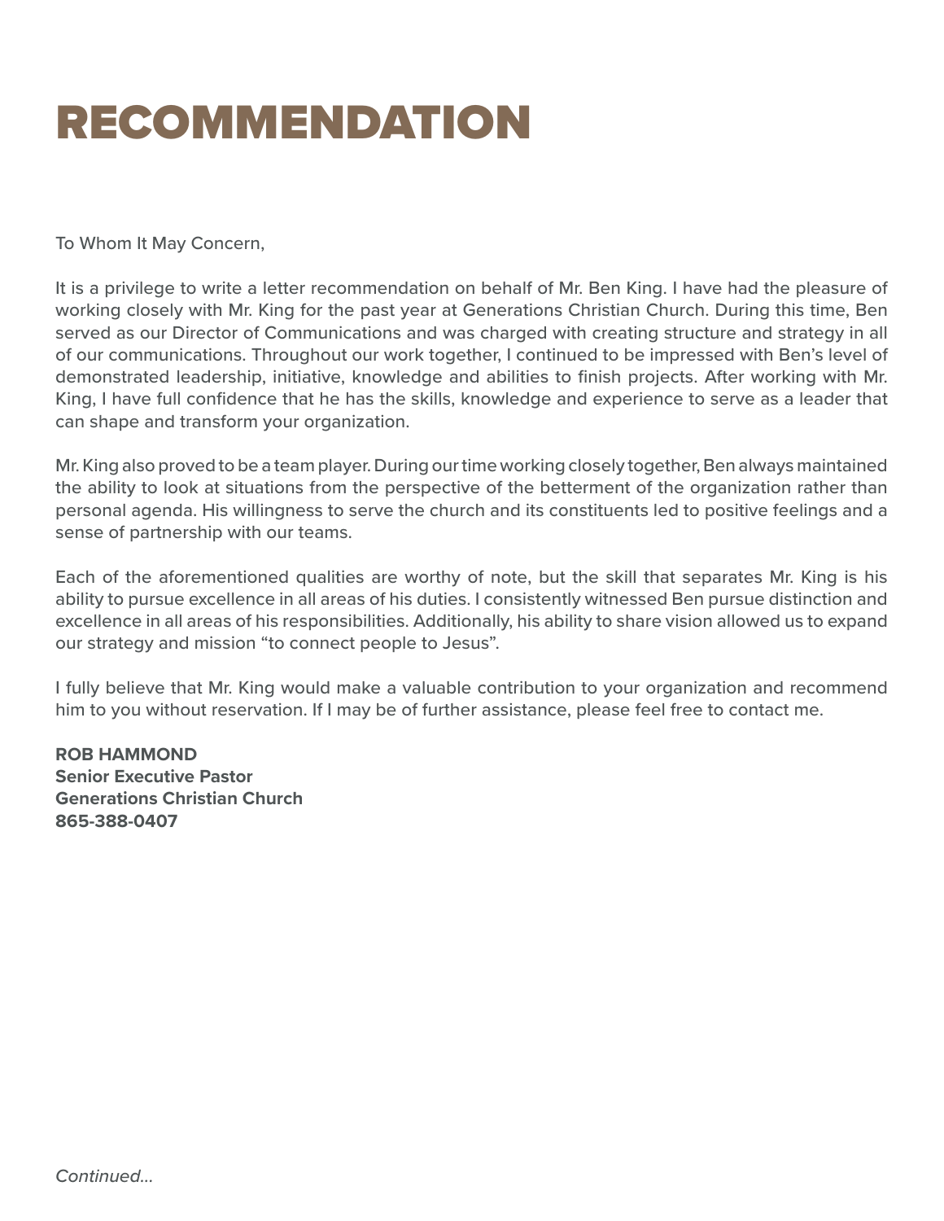# RECOMMENDATION

To Whom It May Concern,

It is a privilege to write a letter recommendation on behalf of Mr. Ben King. I have had the pleasure of working closely with Mr. King for the past year at Generations Christian Church. During this time, Ben served as our Director of Communications and was charged with creating structure and strategy in all of our communications. Throughout our work together, I continued to be impressed with Ben's level of demonstrated leadership, initiative, knowledge and abilities to finish projects. After working with Mr. King, I have full confidence that he has the skills, knowledge and experience to serve as a leader that can shape and transform your organization.

Mr. King also proved to be a team player. During our time working closely together, Ben always maintained the ability to look at situations from the perspective of the betterment of the organization rather than personal agenda. His willingness to serve the church and its constituents led to positive feelings and a sense of partnership with our teams.

Each of the aforementioned qualities are worthy of note, but the skill that separates Mr. King is his ability to pursue excellence in all areas of his duties. I consistently witnessed Ben pursue distinction and excellence in all areas of his responsibilities. Additionally, his ability to share vision allowed us to expand our strategy and mission "to connect people to Jesus".

I fully believe that Mr. King would make a valuable contribution to your organization and recommend him to you without reservation. If I may be of further assistance, please feel free to contact me.

**ROB HAMMOND**
**Senior Executive Pastor**
**Generations Christian Church**
**865-388-0407**

*Continued...*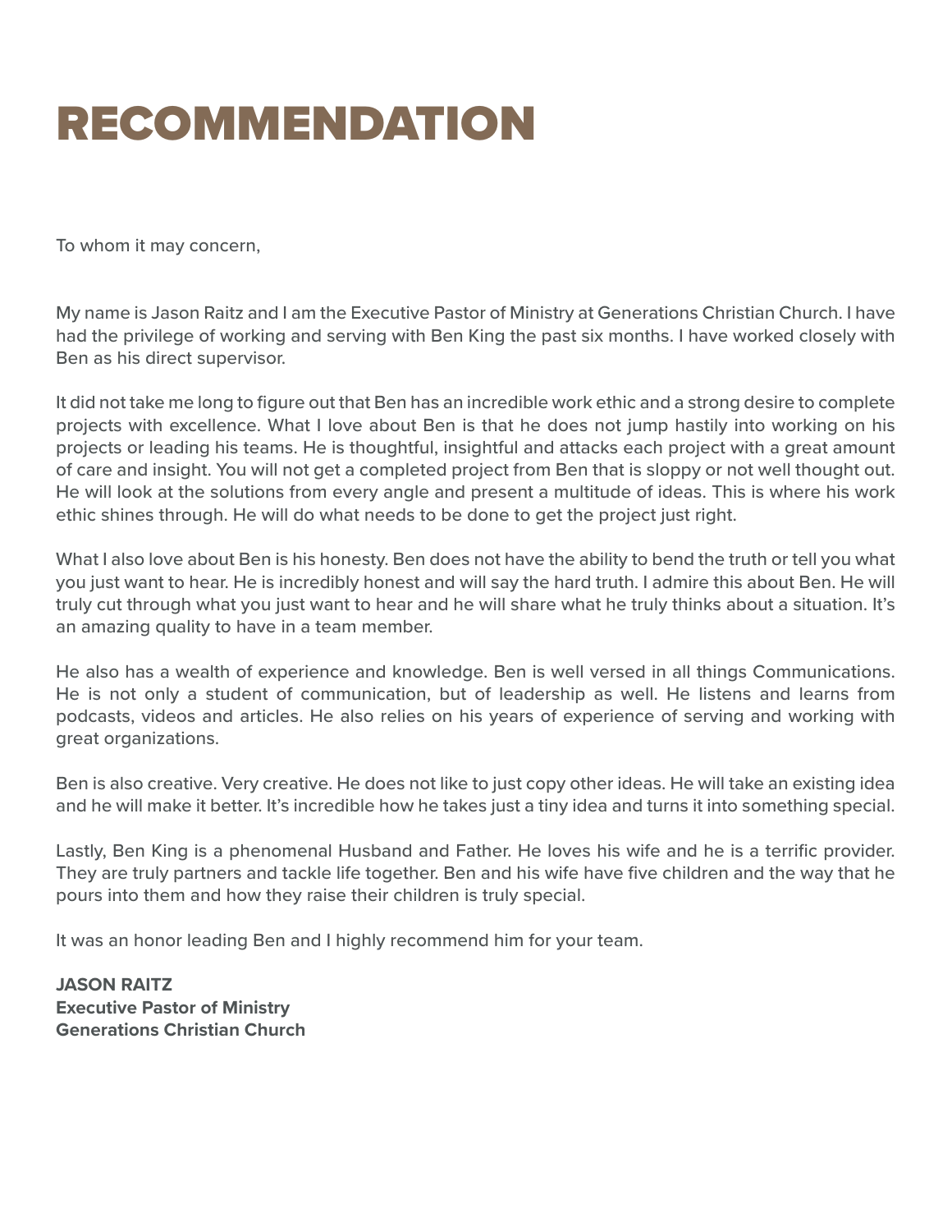# RECOMMENDATION

To whom it may concern,

My name is Jason Raitz and I am the Executive Pastor of Ministry at Generations Christian Church. I have had the privilege of working and serving with Ben King the past six months. I have worked closely with Ben as his direct supervisor.

It did not take me long to figure out that Ben has an incredible work ethic and a strong desire to complete projects with excellence. What I love about Ben is that he does not jump hastily into working on his projects or leading his teams. He is thoughtful, insightful and attacks each project with a great amount of care and insight. You will not get a completed project from Ben that is sloppy or not well thought out. He will look at the solutions from every angle and present a multitude of ideas. This is where his work ethic shines through. He will do what needs to be done to get the project just right.

What I also love about Ben is his honesty. Ben does not have the ability to bend the truth or tell you what you just want to hear. He is incredibly honest and will say the hard truth. I admire this about Ben. He will truly cut through what you just want to hear and he will share what he truly thinks about a situation. It's an amazing quality to have in a team member.

He also has a wealth of experience and knowledge. Ben is well versed in all things Communications. He is not only a student of communication, but of leadership as well. He listens and learns from podcasts, videos and articles. He also relies on his years of experience of serving and working with great organizations.

Ben is also creative. Very creative. He does not like to just copy other ideas. He will take an existing idea and he will make it better. It's incredible how he takes just a tiny idea and turns it into something special.

Lastly, Ben King is a phenomenal Husband and Father. He loves his wife and he is a terrific provider. They are truly partners and tackle life together. Ben and his wife have five children and the way that he pours into them and how they raise their children is truly special.

It was an honor leading Ben and I highly recommend him for your team.

**JASON RAITZ**
**Executive Pastor of Ministry**
**Generations Christian Church**